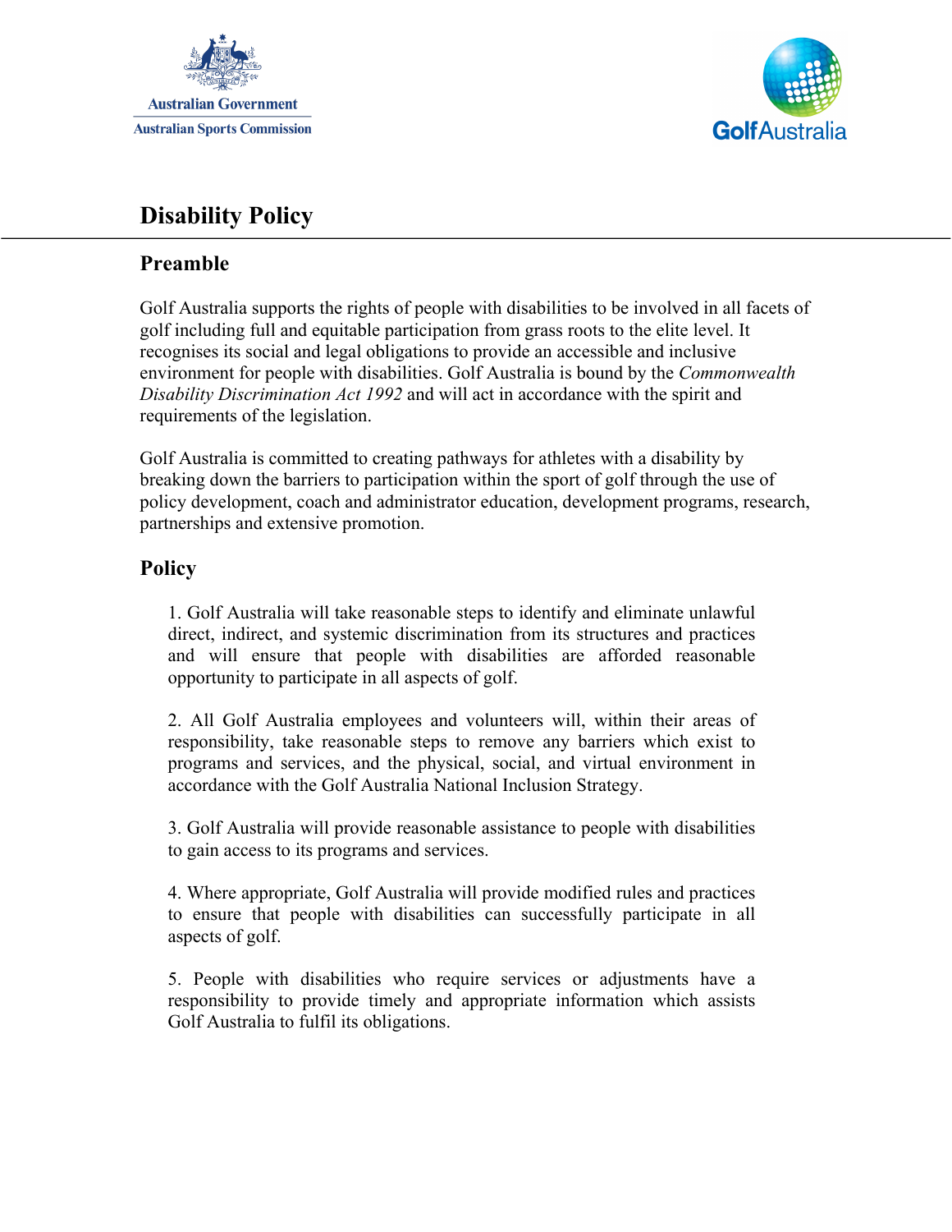Australian Government

Australian Sports Commission

GolfAustralia

# Disability Policy

## Preamble

Golf Australia supports the rights of people with disabilities to be involved in all facets of golf including full and equitable participation from grass roots to the elite level. It recognises its social and legal obligations to provide an accessible and inclusive environment for people with disabilities. Golf Australia is bound by the *Commonwealth Disability Discrimination Act 1992* and will act in accordance with the spirit and requirements of the legislation.

Golf Australia is committed to creating pathways for athletes with a disability by breaking down the barriers to participation within the sport of golf through the use of policy development, coach and administrator education, development programs, research, partnerships and extensive promotion.

## Policy

1. Golf Australia will take reasonable steps to identify and eliminate unlawful direct, indirect, and systemic discrimination from its structures and practices and will ensure that people with disabilities are afforded reasonable opportunity to participate in all aspects of golf.

2. All Golf Australia employees and volunteers will, within their areas of responsibility, take reasonable steps to remove any barriers which exist to programs and services, and the physical, social, and virtual environment in accordance with the Golf Australia National Inclusion Strategy.

3. Golf Australia will provide reasonable assistance to people with disabilities to gain access to its programs and services.

4. Where appropriate, Golf Australia will provide modified rules and practices to ensure that people with disabilities can successfully participate in all aspects of golf.

5. People with disabilities who require services or adjustments have a responsibility to provide timely and appropriate information which assists Golf Australia to fulfil its obligations.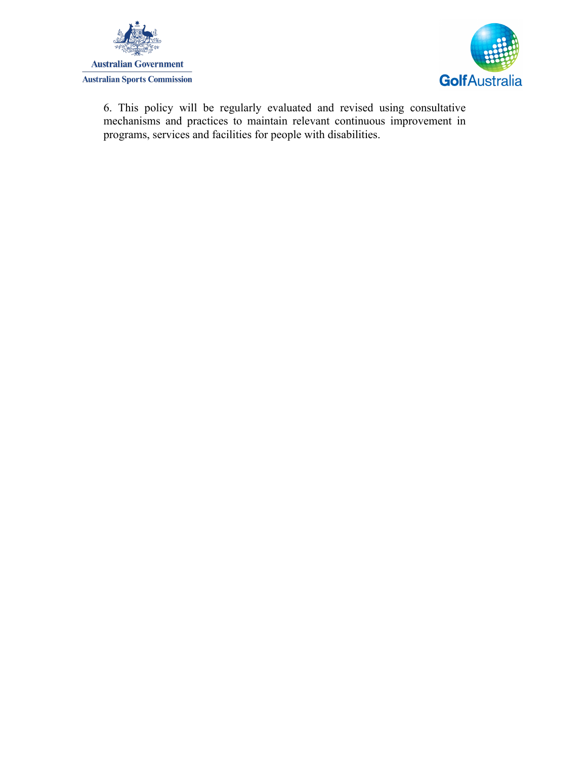6. This policy will be regularly evaluated and revised using consultative mechanisms and practices to maintain relevant continuous improvement in programs, services and facilities for people with disabilities.